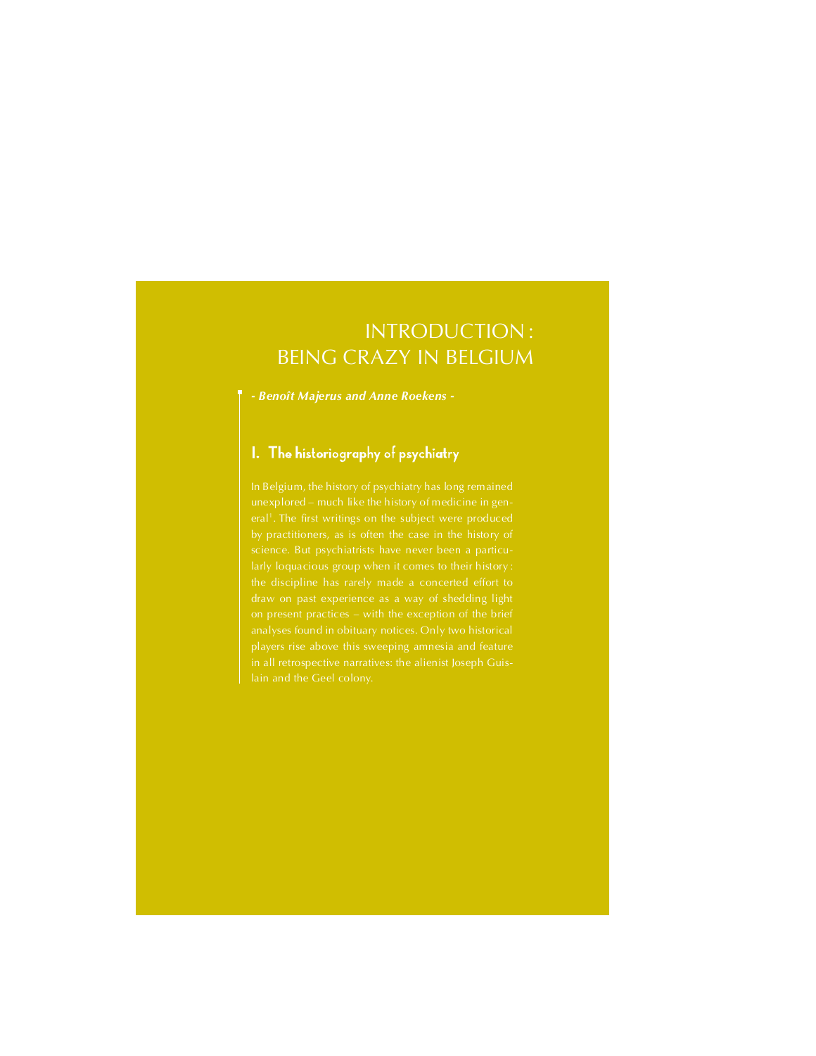# INTRODUCTION : BEING CRAZY IN BELGIUM

*- Benoît Majerus and Anne Roekens -*

## 1. The historiography of psychiatry

In Belgium, the history of psychiatry has long remained unexplored – much like the history of medicine in general[1]. The first writings on the subject were produced by practitioners, as is often the case in the history of science. But psychiatrists have never been a particularly loquacious group when it comes to their history : the discipline has rarely made a concerted effort to draw on past experience as a way of shedding light on present practices – with the exception of the brief analyses found in obituary notices. Only two historical players rise above this sweeping amnesia and feature in all retrospective narratives: the alienist Joseph Guislain and the Geel colony.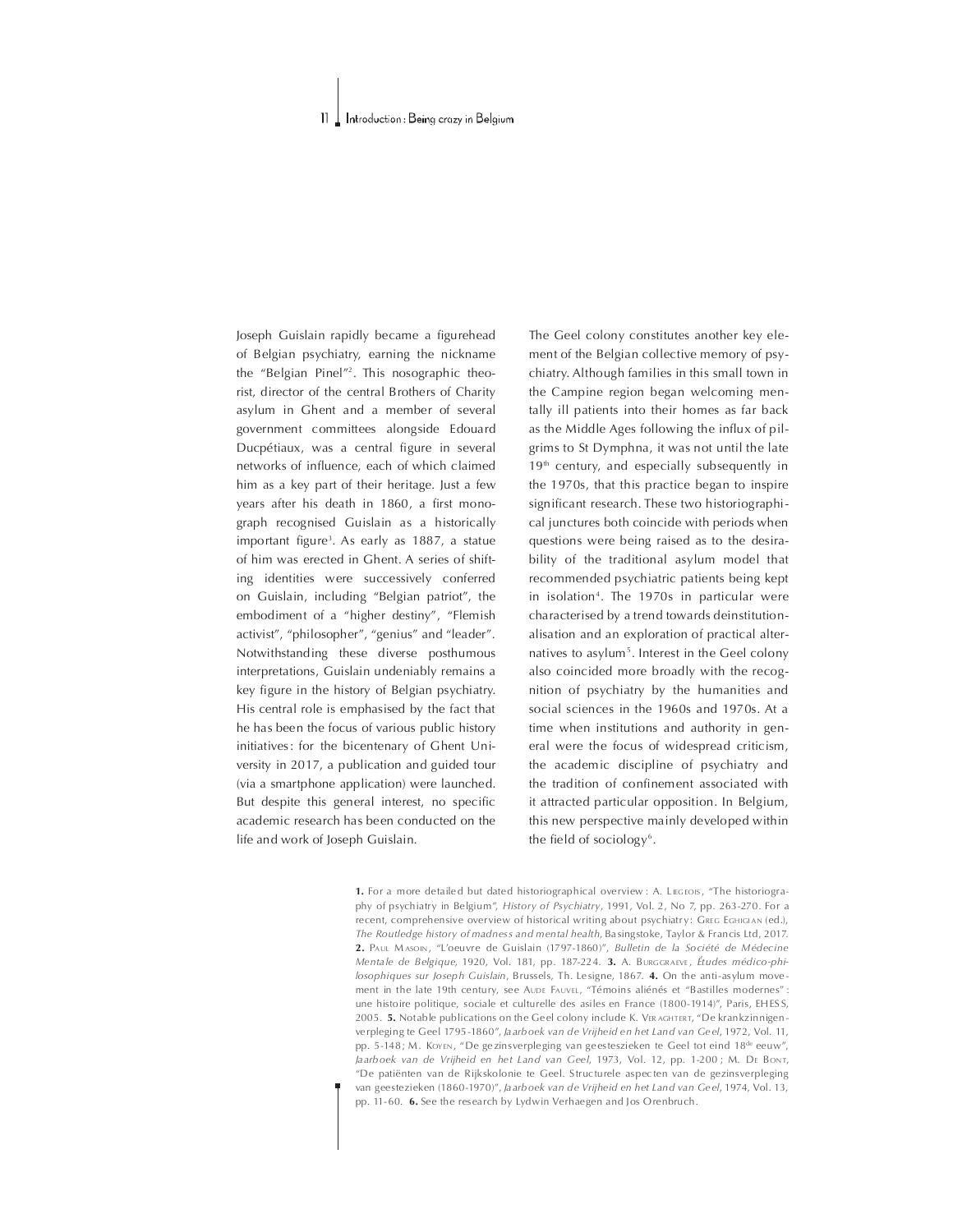Joseph Guislain rapidly became a figurehead of Belgian psychiatry, earning the nickname the "Belgian Pinel"[2]. This nosographic theorist, director of the central Brothers of Charity asylum in Ghent and a member of several government committees alongside Edouard Ducpétiaux, was a central figure in several networks of influence, each of which claimed him as a key part of their heritage. Just a few years after his death in 1860, a first monograph recognised Guislain as a historically important figure[3]. As early as 1887, a statue of him was erected in Ghent. A series of shifting identities were successively conferred on Guislain, including "Belgian patriot", the embodiment of a "higher destiny", "Flemish activist", "philosopher", "genius" and "leader". Notwithstanding these diverse posthumous interpretations, Guislain undeniably remains a key figure in the history of Belgian psychiatry. His central role is emphasised by the fact that he has been the focus of various public history initiatives: for the bicentenary of Ghent University in 2017, a publication and guided tour (via a smartphone application) were launched. But despite this general interest, no specific academic research has been conducted on the life and work of Joseph Guislain.

The Geel colony constitutes another key element of the Belgian collective memory of psychiatry. Although families in this small town in the Campine region began welcoming mentally ill patients into their homes as far back as the Middle Ages following the influx of pilgrims to St Dymphna, it was not until the late 19th century, and especially subsequently in the 1970s, that this practice began to inspire significant research. These two historiographical junctures both coincide with periods when questions were being raised as to the desirability of the traditional asylum model that recommended psychiatric patients being kept in isolation[4]. The 1970s in particular were characterised by a trend towards deinstitutionalisation and an exploration of practical alternatives to asylum[5]. Interest in the Geel colony also coincided more broadly with the recognition of psychiatry by the humanities and social sciences in the 1960s and 1970s. At a time when institutions and authority in general were the focus of widespread criticism, the academic discipline of psychiatry and the tradition of confinement associated with it attracted particular opposition. In Belgium, this new perspective mainly developed within the field of sociology[6].

**1.** For a more detailed but dated historiographical overview: A. Liegeois, "The historiography of psychiatry in Belgium", *History of Psychiatry*, 1991, Vol. 2, No 7, pp. 263-270. For a recent, comprehensive overview of historical writing about psychiatry: Greg Eghigian (ed.), *The Routledge history of madness and mental health*, Basingstoke, Taylor & Francis Ltd, 2017. **2.** Paul Masoin, "L'oeuvre de Guislain (1797-1860)", *Bulletin de la Société de Médecine Mentale de Belgique*, 1920, Vol. 181, pp. 187-224. **3.** A. Burggraeve, *Études médico-philosophiques sur Joseph Guislain*, Brussels, Th. Lesigne, 1867. **4.** On the anti-asylum movement in the late 19th century, see Aude Fauvel, "Témoins aliénés et "Bastilles modernes": une histoire politique, sociale et culturelle des asiles en France (1800-1914)", Paris, EHESS, 2005. **5.** Notable publications on the Geel colony include K. Veraghtert, "De krankzinnigenverpleging te Geel 1795-1860", *Jaarboek van de Vrijheid en het Land van Geel*, 1972, Vol. 11, pp. 5-148; M. Koyen, "De gezinsverpleging van geesteszieken te Geel tot eind 18de eeuw", *Jaarboek van de Vrijheid en het Land van Geel*, 1973, Vol. 12, pp. 1-200; M. De Bont, "De patiënten van de Rijkskolonie te Geel. Structurele aspecten van de gezinsverpleging van geestezieken (1860-1970)", *Jaarboek van de Vrijheid en het Land van Geel*, 1974, Vol. 13, pp. 11-60. **6.** See the research by Lydwin Verhaegen and Jos Orenbruch.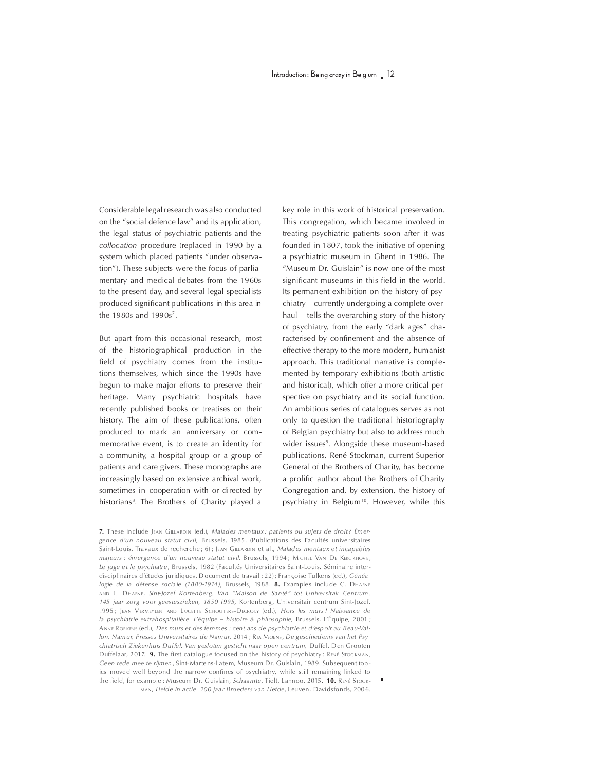Considerable legal research was also conducted on the "social defence law" and its application, the legal status of psychiatric patients and the *collocation* procedure (replaced in 1990 by a system which placed patients "under observation"). These subjects were the focus of parliamentary and medical debates from the 1960s to the present day, and several legal specialists produced significant publications in this area in the 1980s and 1990s[7].

But apart from this occasional research, most of the historiographical production in the field of psychiatry comes from the institutions themselves, which since the 1990s have begun to make major efforts to preserve their heritage. Many psychiatric hospitals have recently published books or treatises on their history. The aim of these publications, often produced to mark an anniversary or commemorative event, is to create an identity for a community, a hospital group or a group of patients and care givers. These monographs are increasingly based on extensive archival work, sometimes in cooperation with or directed by historians[8]. The Brothers of Charity played a key role in this work of historical preservation. This congregation, which became involved in treating psychiatric patients soon after it was founded in 1807, took the initiative of opening a psychiatric museum in Ghent in 1986. The "Museum Dr. Guislain" is now one of the most significant museums in this field in the world. Its permanent exhibition on the history of psychiatry – currently undergoing a complete overhaul – tells the overarching story of the history of psychiatry, from the early "dark ages" characterised by confinement and the absence of effective therapy to the more modern, humanist approach. This traditional narrative is complemented by temporary exhibitions (both artistic and historical), which offer a more critical perspective on psychiatry and its social function. An ambitious series of catalogues serves as not only to question the traditional historiography of Belgian psychiatry but also to address much wider issues[9]. Alongside these museum-based publications, René Stockman, current Superior General of the Brothers of Charity, has become a prolific author about the Brothers of Charity Congregation and, by extension, the history of psychiatry in Belgium[10]. However, while this

**7.** These include Jean Gillardin (ed.), *Malades mentaux : patients ou sujets de droit ? Émergence d'un nouveau statut civil,* Brussels, 1985. (Publications des Facultés universitaires Saint-Louis. Travaux de recherche ; 6) ; Jean Gillardin et al., *Malades mentaux et incapables majeurs : émergence d'un nouveau statut civil*, Brussels, 1994 ; Michel Van De Kerckhove, *Le juge et le psychiatre*, Brussels, 1982 (Facultés Universitaires Saint-Louis. Séminaire interdisciplinaires d'études juridiques. Document de travail ; 22) ; Françoise Tulkens (ed.), *Généalogie de la défense sociale (1880-1914)*, Brussels, 1988. **8.** Examples include C. Dhaene and L. Dhaene, *Sint-Jozef Kortenberg. Van "Maison de Santé" tot Universitair Centrum. 145 jaar zorg voor geesteszieken, 1850-1995,* Kortenberg, Universitair centrum Sint-Jozef, 1995 ; Jean Vermeylen and Lucette Schouters-Decroly (ed.), *Hors les murs ! Naissance de la psychiatrie extrahospitalière. L'équipe – histoire & philosophie,* Brussels, L'Équipe, 2001 ; Anne Roekens (ed.), *Des murs et des femmes : cent ans de psychiatrie et d'espoir au Beau-Vallon, Namur, Presses Universitaires de Namur,* 2014 ; Ria Moens, *De geschiedenis van het Psychiatrisch Ziekenhuis Duffel. Van gesloten gesticht naar open centrum,* Duffel, Den Grooten Duffelaar, 2017. **9.** The first catalogue focused on the history of psychiatry : René Stockman, *Geen rede mee te rijmen*, Sint-Martens-Latem, Museum Dr. Guislain, 1989. Subsequent topics moved well beyond the narrow confines of psychiatry, while still remaining linked to the field, for example : Museum Dr. Guislain, *Schaamte*, Tielt, Lannoo, 2015. **10.** René Stockman, *Liefde in actie. 200 jaar Broeders van Liefde*, Leuven, Davidsfonds, 2006.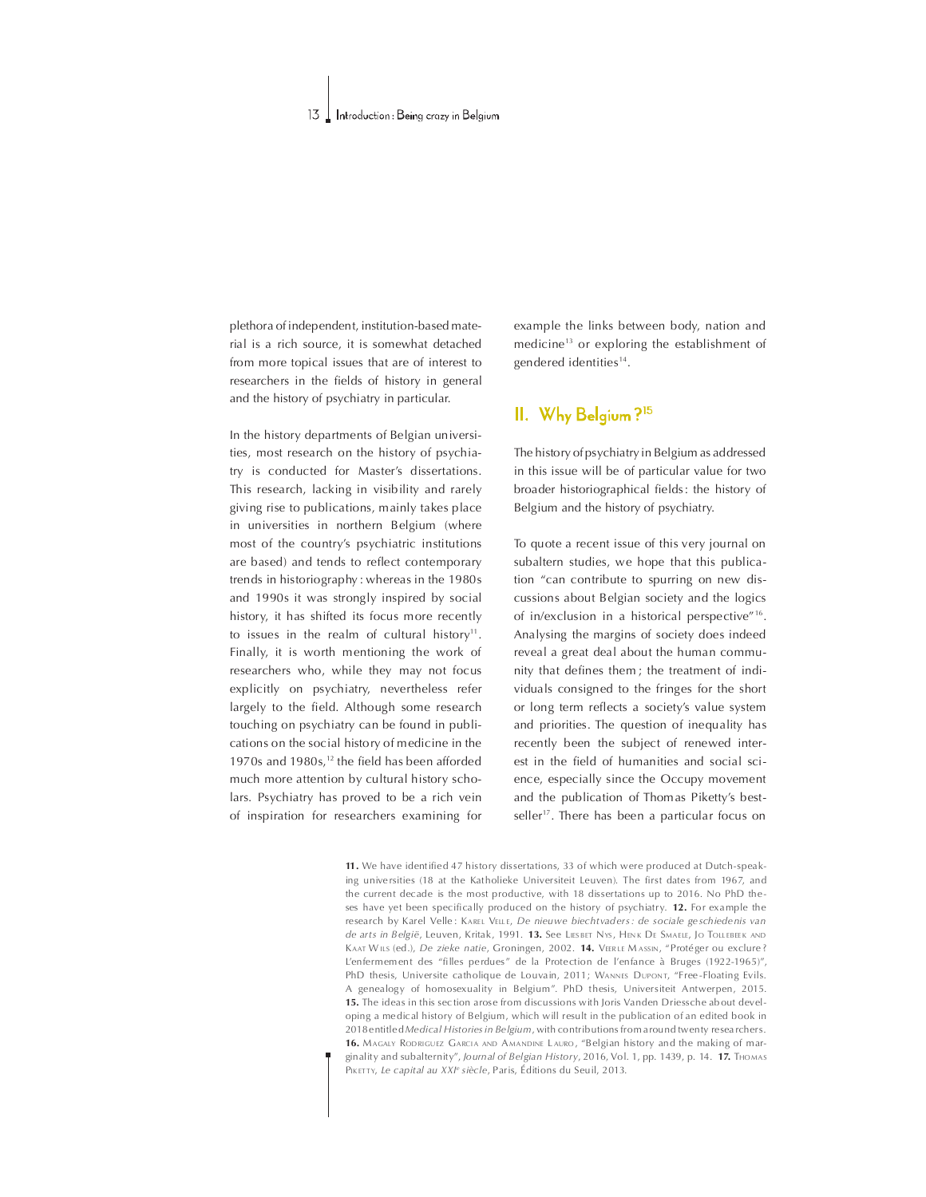plethora of independent, institution-based material is a rich source, it is somewhat detached from more topical issues that are of interest to researchers in the fields of history in general and the history of psychiatry in particular.

In the history departments of Belgian universities, most research on the history of psychiatry is conducted for Master's dissertations. This research, lacking in visibility and rarely giving rise to publications, mainly takes place in universities in northern Belgium (where most of the country's psychiatric institutions are based) and tends to reflect contemporary trends in historiography: whereas in the 1980s and 1990s it was strongly inspired by social history, it has shifted its focus more recently to issues in the realm of cultural history[11]. Finally, it is worth mentioning the work of researchers who, while they may not focus explicitly on psychiatry, nevertheless refer largely to the field. Although some research touching on psychiatry can be found in publications on the social history of medicine in the 1970s and 1980s,[12] the field has been afforded much more attention by cultural history scholars. Psychiatry has proved to be a rich vein of inspiration for researchers examining for example the links between body, nation and medicine[13] or exploring the establishment of gendered identities[14].

## II. Why Belgium?[15]

The history of psychiatry in Belgium as addressed in this issue will be of particular value for two broader historiographical fields: the history of Belgium and the history of psychiatry.

To quote a recent issue of this very journal on subaltern studies, we hope that this publication "can contribute to spurring on new discussions about Belgian society and the logics of in/exclusion in a historical perspective"[16]. Analysing the margins of society does indeed reveal a great deal about the human community that defines them; the treatment of individuals consigned to the fringes for the short or long term reflects a society's value system and priorities. The question of inequality has recently been the subject of renewed interest in the field of humanities and social science, especially since the Occupy movement and the publication of Thomas Piketty's bestseller[17]. There has been a particular focus on

**11.** We have identified 47 history dissertations, 33 of which were produced at Dutch-speaking universities (18 at the Katholieke Universiteit Leuven). The first dates from 1967, and the current decade is the most productive, with 18 dissertations up to 2016. No PhD theses have yet been specifically produced on the history of psychiatry. **12.** For example the research by Karel Velle: Karel Velle, *De nieuwe biechtvaders: de sociale geschiedenis van de arts in België*, Leuven, Kritak, 1991. **13.** See Liesbet Nys, Henk De Smaele, Jo Tollebeek and Kaat Wils (ed.), *De zieke natie*, Groningen, 2002. **14.** Veerle Massin, "Protéger ou exclure? L'enfermement des "filles perdues" de la Protection de l'enfance à Bruges (1922-1965)", PhD thesis, Universite catholique de Louvain, 2011; Wannes Dupont, "Free-Floating Evils. A genealogy of homosexuality in Belgium". PhD thesis, Universiteit Antwerpen, 2015. **15.** The ideas in this section arose from discussions with Joris Vanden Driessche about developing a medical history of Belgium, which will result in the publication of an edited book in 2018 entitled *Medical Histories in Belgium*, with contributions from around twenty researchers. **16.** Magaly Rodriguez Garcia and Amandine Lauro, "Belgian history and the making of marginality and subalternity", *Journal of Belgian History*, 2016, Vol. 1, pp. 1439, p. 14. **17.** Thomas Piketty, *Le capital au XXIe siècle*, Paris, Éditions du Seuil, 2013.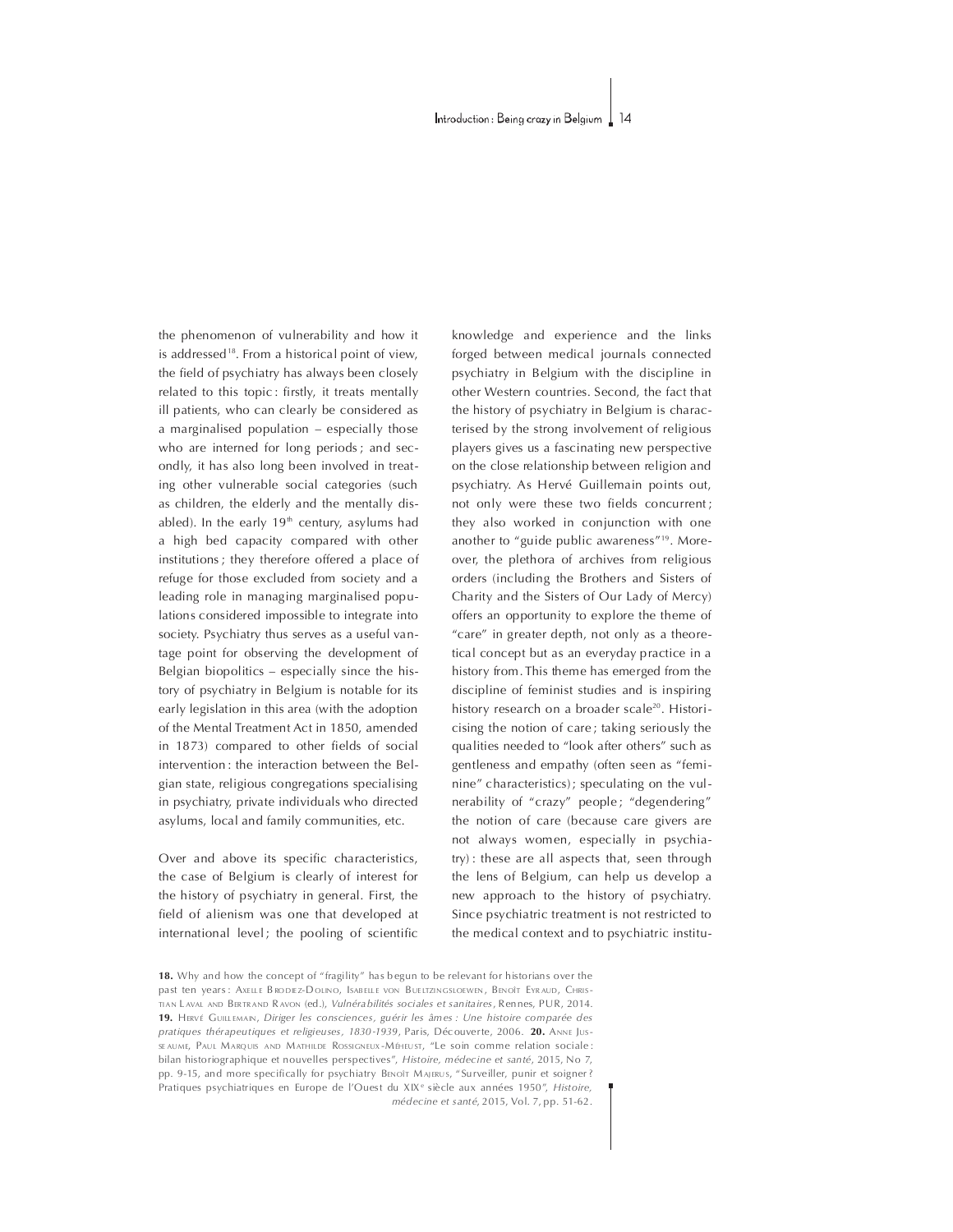the phenomenon of vulnerability and how it is addressed[18]. From a historical point of view, the field of psychiatry has always been closely related to this topic : firstly, it treats mentally ill patients, who can clearly be considered as a marginalised population – especially those who are interned for long periods ; and secondly, it has also long been involved in treating other vulnerable social categories (such as children, the elderly and the mentally disabled). In the early 19th century, asylums had a high bed capacity compared with other institutions ; they therefore offered a place of refuge for those excluded from society and a leading role in managing marginalised populations considered impossible to integrate into society. Psychiatry thus serves as a useful vantage point for observing the development of Belgian biopolitics – especially since the history of psychiatry in Belgium is notable for its early legislation in this area (with the adoption of the Mental Treatment Act in 1850, amended in 1873) compared to other fields of social intervention : the interaction between the Belgian state, religious congregations specialising in psychiatry, private individuals who directed asylums, local and family communities, etc.

Over and above its specific characteristics, the case of Belgium is clearly of interest for the history of psychiatry in general. First, the field of alienism was one that developed at international level ; the pooling of scientific knowledge and experience and the links forged between medical journals connected psychiatry in Belgium with the discipline in other Western countries. Second, the fact that the history of psychiatry in Belgium is characterised by the strong involvement of religious players gives us a fascinating new perspective on the close relationship between religion and psychiatry. As Hervé Guillemain points out, not only were these two fields concurrent ; they also worked in conjunction with one another to "guide public awareness"[19]. Moreover, the plethora of archives from religious orders (including the Brothers and Sisters of Charity and the Sisters of Our Lady of Mercy) offers an opportunity to explore the theme of "care" in greater depth, not only as a theoretical concept but as an everyday practice in a history from. This theme has emerged from the discipline of feminist studies and is inspiring history research on a broader scale[20]. Historicising the notion of care ; taking seriously the qualities needed to "look after others" such as gentleness and empathy (often seen as "feminine" characteristics) ; speculating on the vulnerability of "crazy" people ; "degendering" the notion of care (because care givers are not always women, especially in psychiatry) : these are all aspects that, seen through the lens of Belgium, can help us develop a new approach to the history of psychiatry. Since psychiatric treatment is not restricted to the medical context and to psychiatric institu-

**18.** Why and how the concept of "fragility" has begun to be relevant for historians over the past ten years : Axelle Brodiez-Dolino, Isabelle von Bueltzingsloewen, Benoît Eyraud, Christian Laval and Bertrand Ravon (ed.), *Vulnérabilités sociales et sanitaires*, Rennes, PUR, 2014. **19.** Hervé Guillemain, *Diriger les consciences, guérir les âmes : Une histoire comparée des pratiques thérapeutiques et religieuses, 1830-1939*, Paris, Découverte, 2006. **20.** Anne Jusseaume, Paul Marquis and Mathilde Rossigneux-Méheust, "Le soin comme relation sociale : bilan historiographique et nouvelles perspectives", *Histoire, médecine et santé*, 2015, No 7, pp. 9-15, and more specifically for psychiatry Benoît Majerus, "Surveiller, punir et soigner ? Pratiques psychiatriques en Europe de l'Ouest du XIXe siècle aux années 1950", *Histoire, médecine et santé*, 2015, Vol. 7, pp. 51-62.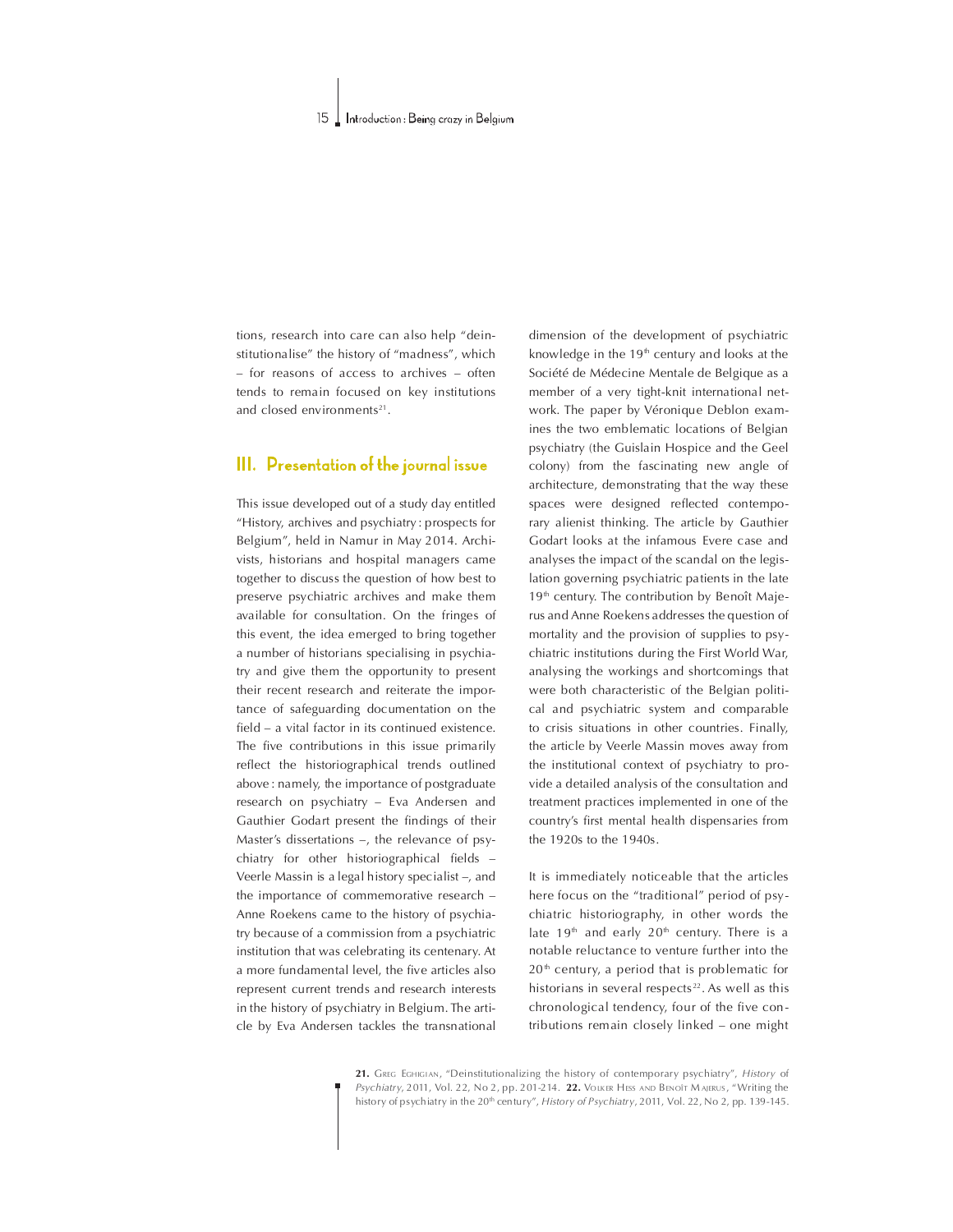tions, research into care can also help "deinstitutionalise" the history of "madness", which – for reasons of access to archives – often tends to remain focused on key institutions and closed environments[21].

## III. Presentation of the journal issue

This issue developed out of a study day entitled "History, archives and psychiatry : prospects for Belgium", held in Namur in May 2014. Archivists, historians and hospital managers came together to discuss the question of how best to preserve psychiatric archives and make them available for consultation. On the fringes of this event, the idea emerged to bring together a number of historians specialising in psychiatry and give them the opportunity to present their recent research and reiterate the importance of safeguarding documentation on the field – a vital factor in its continued existence. The five contributions in this issue primarily reflect the historiographical trends outlined above : namely, the importance of postgraduate research on psychiatry – Eva Andersen and Gauthier Godart present the findings of their Master's dissertations –, the relevance of psychiatry for other historiographical fields – Veerle Massin is a legal history specialist –, and the importance of commemorative research – Anne Roekens came to the history of psychiatry because of a commission from a psychiatric institution that was celebrating its centenary. At a more fundamental level, the five articles also represent current trends and research interests in the history of psychiatry in Belgium. The article by Eva Andersen tackles the transnational dimension of the development of psychiatric knowledge in the 19th century and looks at the Société de Médecine Mentale de Belgique as a member of a very tight-knit international network. The paper by Véronique Deblon examines the two emblematic locations of Belgian psychiatry (the Guislain Hospice and the Geel colony) from the fascinating new angle of architecture, demonstrating that the way these spaces were designed reflected contemporary alienist thinking. The article by Gauthier Godart looks at the infamous Evere case and analyses the impact of the scandal on the legislation governing psychiatric patients in the late 19th century. The contribution by Benoît Majerus and Anne Roekens addresses the question of mortality and the provision of supplies to psychiatric institutions during the First World War, analysing the workings and shortcomings that were both characteristic of the Belgian political and psychiatric system and comparable to crisis situations in other countries. Finally, the article by Veerle Massin moves away from the institutional context of psychiatry to provide a detailed analysis of the consultation and treatment practices implemented in one of the country's first mental health dispensaries from the 1920s to the 1940s.

It is immediately noticeable that the articles here focus on the "traditional" period of psychiatric historiography, in other words the late 19th and early 20th century. There is a notable reluctance to venture further into the 20th century, a period that is problematic for historians in several respects[22]. As well as this chronological tendency, four of the five contributions remain closely linked – one might

**21.** Greg Eghigian, "Deinstitutionalizing the history of contemporary psychiatry", *History of Psychiatry*, 2011, Vol. 22, No 2, pp. 201-214. **22.** Volker Hess and Benoît Majerus, "Writing the history of psychiatry in the 20th century", *History of Psychiatry*, 2011, Vol. 22, No 2, pp. 139-145.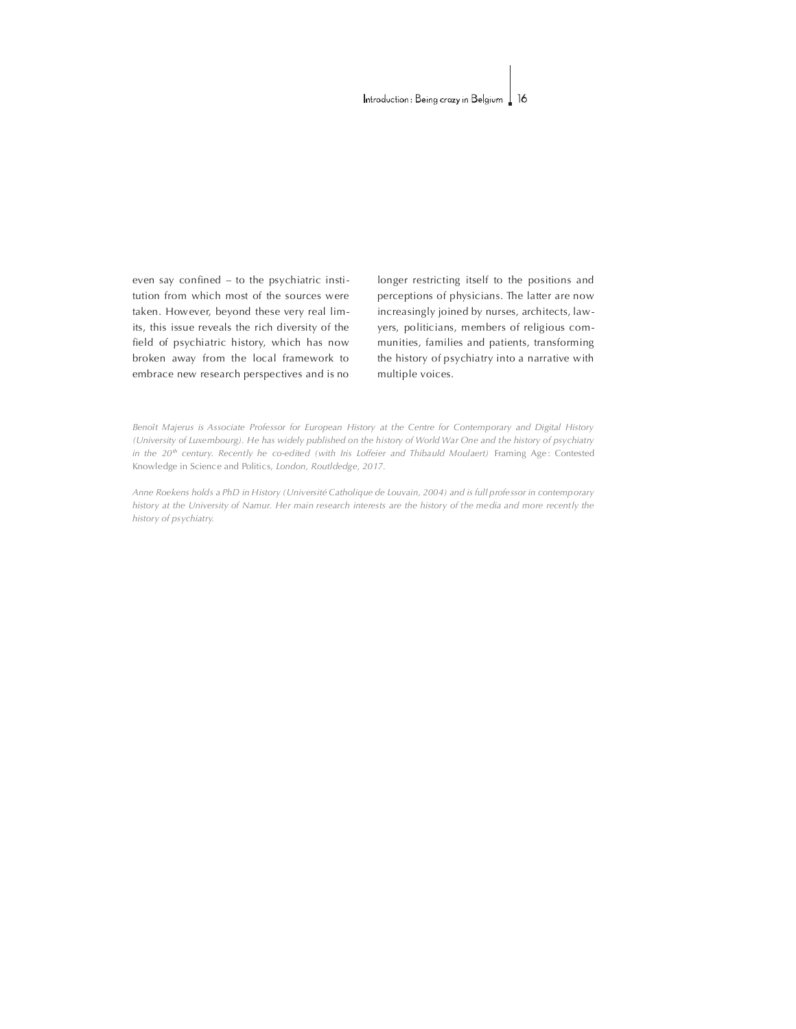even say confined – to the psychiatric institution from which most of the sources were taken. However, beyond these very real limits, this issue reveals the rich diversity of the field of psychiatric history, which has now broken away from the local framework to embrace new research perspectives and is no longer restricting itself to the positions and perceptions of physicians. The latter are now increasingly joined by nurses, architects, lawyers, politicians, members of religious communities, families and patients, transforming the history of psychiatry into a narrative with multiple voices.

*Benoît Majerus is Associate Professor for European History at the Centre for Contemporary and Digital History (University of Luxembourg). He has widely published on the history of World War One and the history of psychiatry in the 20th century. Recently he co-edited (with Iris Loffeier and Thibauld Moulaert)* Framing Age: Contested Knowledge in Science and Politics, *London, Routldedge, 2017.*

*Anne Roekens holds a PhD in History (Université Catholique de Louvain, 2004) and is full professor in contemporary history at the University of Namur. Her main research interests are the history of the media and more recently the history of psychiatry.*